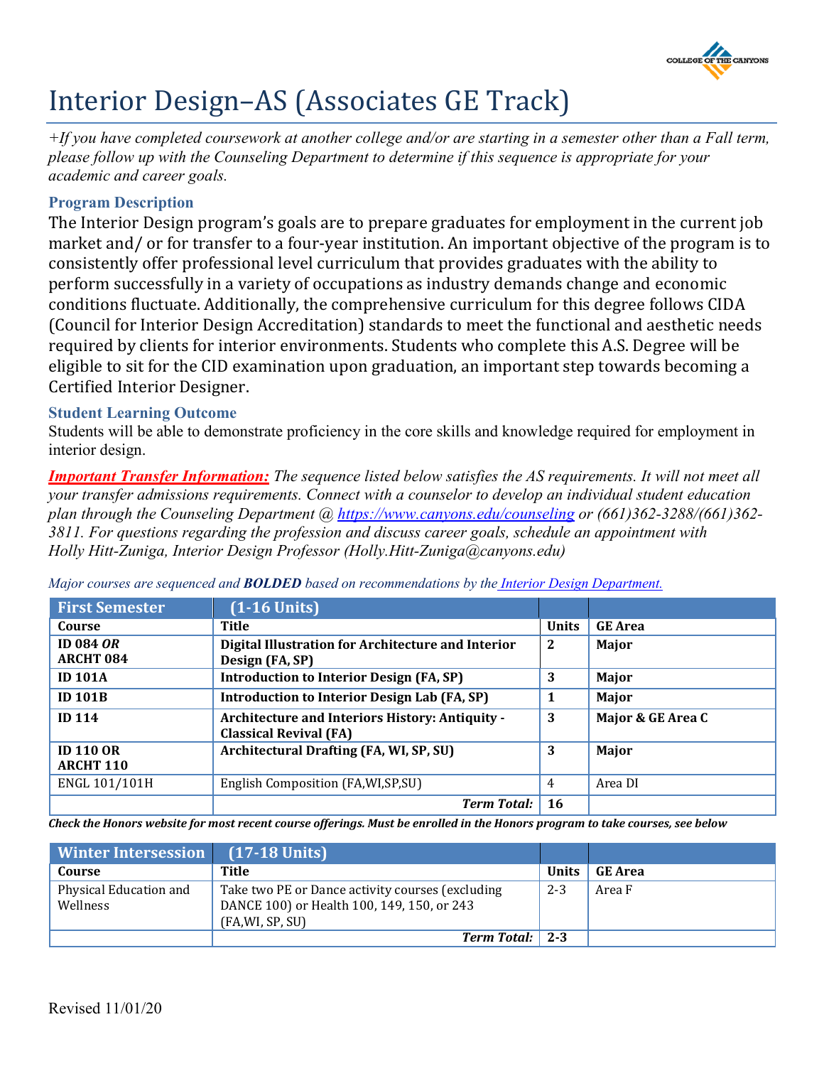# Interior Design–AS (Associates GE Track)

*+If you have completed coursework at another college and/or are starting in a semester other than a Fall term, please follow up with the Counseling Department to determine if this sequence is appropriate for your academic and career goals.*

### Program Description

The Interior Design program's goals are to prepare graduates for employment in the current job market and/ or for transfer to a four-year institution. An important objective of the program is to consistently offer professional level curriculum that provides graduates with the ability to perform successfully in a variety of occupations as industry demands change and economic conditions fluctuate. Additionally, the comprehensive curriculum for this degree follows CIDA (Council for Interior Design Accreditation) standards to meet the functional and aesthetic needs required by clients for interior environments. Students who complete this A.S. Degree will be eligible to sit for the CID examination upon graduation, an important step towards becoming a Certified Interior Designer.

### Student Learning Outcome

Students will be able to demonstrate proficiency in the core skills and knowledge required for employment in interior design.

***Important Transfer Information:*** *The sequence listed below satisfies the AS requirements. It will not meet all your transfer admissions requirements. Connect with a counselor to develop an individual student education plan through the Counseling Department @ https://www.canyons.edu/counseling or (661)362-3288/(661)362-3811. For questions regarding the profession and discuss career goals, schedule an appointment with Holly Hitt-Zuniga, Interior Design Professor (Holly.Hitt-Zuniga@canyons.edu)*

*Major courses are sequenced and **BOLDED** based on recommendations by the Interior Design Department.*

| First Semester | (1-16 Units) | | |
|---|---|---|---|
| Course | Title | Units | GE Area |
| **ID 084 *OR* ARCHT 084** | **Digital Illustration for Architecture and Interior Design (FA, SP)** | **2** | **Major** |
| **ID 101A** | **Introduction to Interior Design (FA, SP)** | **3** | **Major** |
| **ID 101B** | **Introduction to Interior Design Lab (FA, SP)** | **1** | **Major** |
| **ID 114** | **Architecture and Interiors History: Antiquity - Classical Revival (FA)** | **3** | **Major & GE Area C** |
| **ID 110 OR ARCHT 110** | **Architectural Drafting (FA, WI, SP, SU)** | **3** | **Major** |
| ENGL 101/101H | English Composition (FA,WI,SP,SU) | 4 | Area DI |
| | ***Term Total:*** | **16** | |

***Check the Honors website for most recent course offerings. Must be enrolled in the Honors program to take courses, see below***

| Winter Intersession | (17-18 Units) | | |
|---|---|---|---|
| Course | Title | Units | GE Area |
| Physical Education and Wellness | Take two PE or Dance activity courses (excluding DANCE 100) or Health 100, 149, 150, or 243 (FA,WI, SP, SU) | 2-3 | Area F |
| | ***Term Total:*** | **2-3** | |

Revised 11/01/20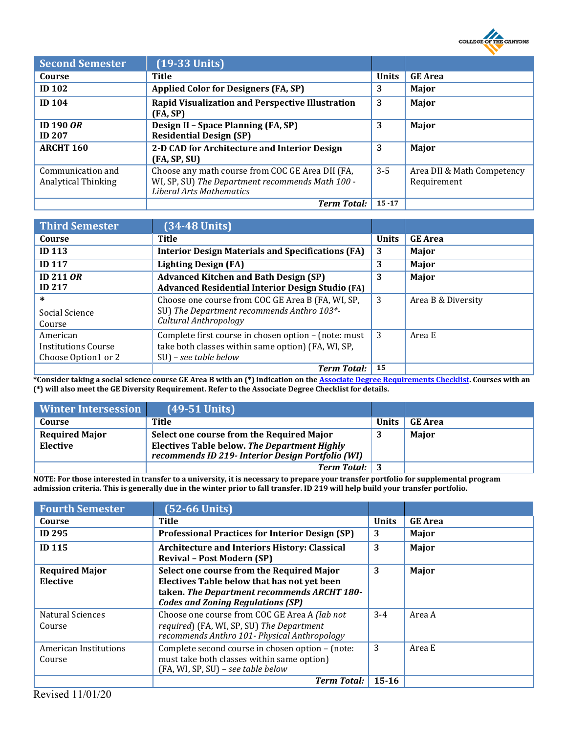| Second Semester | (19-33 Units) | | |
|---|---|---|---|
| **Course** | **Title** | **Units** | **GE Area** |
| **ID 102** | **Applied Color for Designers (FA, SP)** | **3** | **Major** |
| **ID 104** | **Rapid Visualization and Perspective Illustration (FA, SP)** | **3** | **Major** |
| **ID 190** ***OR*** **ID 207** | **Design II – Space Planning (FA, SP)** **Residential Design (SP)** | **3** | **Major** |
| **ARCHT 160** | **2-D CAD for Architecture and Interior Design (FA, SP, SU)** | **3** | **Major** |
| Communication and Analytical Thinking | Choose any math course from COC GE Area DII (FA, WI, SP, SU) *The Department recommends Math 100 - Liberal Arts Mathematics* | 3-5 | Area DII & Math Competency Requirement |
| | ***Term Total:*** | **15 -17** | |

| Third Semester | (34-48 Units) | | |
|---|---|---|---|
| **Course** | **Title** | **Units** | **GE Area** |
| **ID 113** | **Interior Design Materials and Specifications (FA)** | **3** | **Major** |
| **ID 117** | **Lighting Design (FA)** | **3** | **Major** |
| **ID 211** ***OR*** **ID 217** | **Advanced Kitchen and Bath Design (SP)** **Advanced Residential Interior Design Studio (FA)** | **3** | **Major** |
| * Social Science Course | Choose one course from COC GE Area B (FA, WI, SP, SU) *The Department recommends Anthro 103*- Cultural Anthropology* | 3 | Area B & Diversity |
| American Institutions Course Choose Option1 or 2 | Complete first course in chosen option – (note: must take both classes within same option) (FA, WI, SP, SU) – *see table below* | 3 | Area E |
| | ***Term Total:*** | **15** | |

**\*Consider taking a social science course GE Area B with an (\*) indication on the Associate Degree Requirements Checklist. Courses with an (\*) will also meet the GE Diversity Requirement. Refer to the Associate Degree Checklist for details.**

| Winter Intersession | (49-51 Units) | | |
|---|---|---|---|
| **Course** | **Title** | **Units** | **GE Area** |
| **Required Major Elective** | **Select one course from the Required Major Electives Table below.** ***The Department Highly recommends ID 219- Interior Design Portfolio (WI)*** | **3** | **Major** |
| | ***Term Total:*** | **3** | |

**NOTE: For those interested in transfer to a university, it is necessary to prepare your transfer portfolio for supplemental program admission criteria. This is generally due in the winter prior to fall transfer. ID 219 will help build your transfer portfolio.**

| Fourth Semester | (52-66 Units) | | |
|---|---|---|---|
| **Course** | **Title** | **Units** | **GE Area** |
| **ID 295** | **Professional Practices for Interior Design (SP)** | **3** | **Major** |
| **ID 115** | **Architecture and Interiors History: Classical Revival – Post Modern (SP)** | **3** | **Major** |
| **Required Major Elective** | **Select one course from the Required Major Electives Table below that has not yet been taken.** ***The Department recommends ARCHT 180- Codes and Zoning Regulations (SP)*** | **3** | **Major** |
| Natural Sciences Course | Choose one course from COC GE Area A *(lab not required)* (FA, WI, SP, SU) *The Department recommends Anthro 101- Physical Anthropology* | 3-4 | Area A |
| American Institutions Course | Complete second course in chosen option – (note: must take both classes within same option) (FA, WI, SP, SU) – *see table below* | 3 | Area E |
| | ***Term Total:*** | **15-16** | |

Revised 11/01/20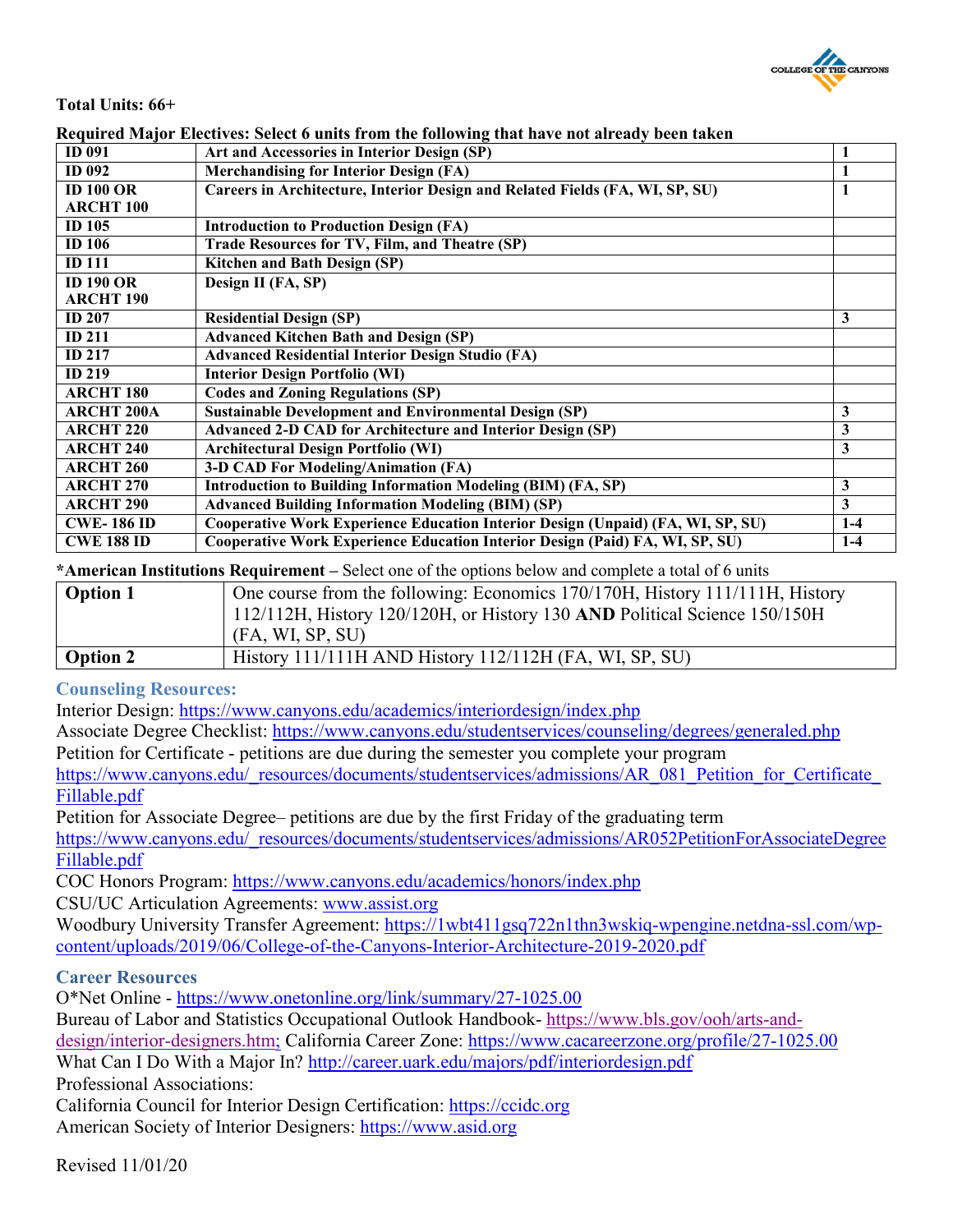**Total Units: 66+**

**Required Major Electives: Select 6 units from the following that have not already been taken**

| | | |
|---|---|---|
| **ID 091** | **Art and Accessories in Interior Design (SP)** | **1** |
| **ID 092** | **Merchandising for Interior Design (FA)** | **1** |
| **ID 100 OR ARCHT 100** | **Careers in Architecture, Interior Design and Related Fields (FA, WI, SP, SU)** | **1** |
| **ID 105** | **Introduction to Production Design (FA)** | |
| **ID 106** | **Trade Resources for TV, Film, and Theatre (SP)** | |
| **ID 111** | **Kitchen and Bath Design (SP)** | |
| **ID 190 OR ARCHT 190** | **Design II (FA, SP)** | |
| **ID 207** | **Residential Design (SP)** | **3** |
| **ID 211** | **Advanced Kitchen Bath and Design (SP)** | |
| **ID 217** | **Advanced Residential Interior Design Studio (FA)** | |
| **ID 219** | **Interior Design Portfolio (WI)** | |
| **ARCHT 180** | **Codes and Zoning Regulations (SP)** | |
| **ARCHT 200A** | **Sustainable Development and Environmental Design (SP)** | **3** |
| **ARCHT 220** | **Advanced 2-D CAD for Architecture and Interior Design (SP)** | **3** |
| **ARCHT 240** | **Architectural Design Portfolio (WI)** | **3** |
| **ARCHT 260** | **3-D CAD For Modeling/Animation (FA)** | |
| **ARCHT 270** | **Introduction to Building Information Modeling (BIM) (FA, SP)** | **3** |
| **ARCHT 290** | **Advanced Building Information Modeling (BIM) (SP)** | **3** |
| **CWE- 186 ID** | **Cooperative Work Experience Education Interior Design (Unpaid) (FA, WI, SP, SU)** | **1-4** |
| **CWE 188 ID** | **Cooperative Work Experience Education Interior Design (Paid) FA, WI, SP, SU)** | **1-4** |

**\*American Institutions Requirement –** Select one of the options below and complete a total of 6 units

| | |
|---|---|
| **Option 1** | One course from the following: Economics 170/170H, History 111/111H, History 112/112H, History 120/120H, or History 130 **AND** Political Science 150/150H (FA, WI, SP, SU) |
| **Option 2** | History 111/111H AND History 112/112H (FA, WI, SP, SU) |

## Counseling Resources:

Interior Design: https://www.canyons.edu/academics/interiordesign/index.php

Associate Degree Checklist: https://www.canyons.edu/studentservices/counseling/degrees/generaled.php

Petition for Certificate - petitions are due during the semester you complete your program https://www.canyons.edu/_resources/documents/studentservices/admissions/AR_081_Petition_for_Certificate_Fillable.pdf

Petition for Associate Degree– petitions are due by the first Friday of the graduating term https://www.canyons.edu/_resources/documents/studentservices/admissions/AR052PetitionForAssociateDegreeFillable.pdf

COC Honors Program: https://www.canyons.edu/academics/honors/index.php

CSU/UC Articulation Agreements: www.assist.org

Woodbury University Transfer Agreement: https://1wbt411gsq722n1thn3wskiq-wpengine.netdna-ssl.com/wp-content/uploads/2019/06/College-of-the-Canyons-Interior-Architecture-2019-2020.pdf

## Career Resources

O*Net Online - https://www.onetonline.org/link/summary/27-1025.00

Bureau of Labor and Statistics Occupational Outlook Handbook- https://www.bls.gov/ooh/arts-and-design/interior-designers.htm; California Career Zone: https://www.cacareerzone.org/profile/27-1025.00

What Can I Do With a Major In? http://career.uark.edu/majors/pdf/interiordesign.pdf

Professional Associations:

California Council for Interior Design Certification: https://ccidc.org

American Society of Interior Designers: https://www.asid.org

Revised 11/01/20